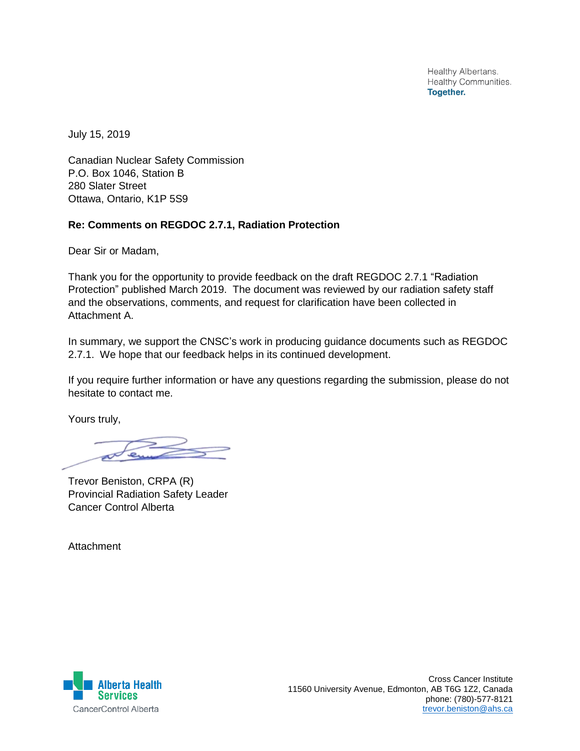Healthy Albertans.
Healthy Communities.
**Together.**

July 15, 2019

Canadian Nuclear Safety Commission
P.O. Box 1046, Station B
280 Slater Street
Ottawa, Ontario, K1P 5S9

**Re: Comments on REGDOC 2.7.1, Radiation Protection**

Dear Sir or Madam,

Thank you for the opportunity to provide feedback on the draft REGDOC 2.7.1 "Radiation Protection" published March 2019. The document was reviewed by our radiation safety staff and the observations, comments, and request for clarification have been collected in Attachment A.

In summary, we support the CNSC's work in producing guidance documents such as REGDOC 2.7.1. We hope that our feedback helps in its continued development.

If you require further information or have any questions regarding the submission, please do not hesitate to contact me.

Yours truly,

Trevor Beniston, CRPA (R)
Provincial Radiation Safety Leader
Cancer Control Alberta

Attachment

Alberta Health Services
CancerControl Alberta

Cross Cancer Institute
11560 University Avenue, Edmonton, AB T6G 1Z2, Canada
phone: (780)-577-8121
trevor.beniston@ahs.ca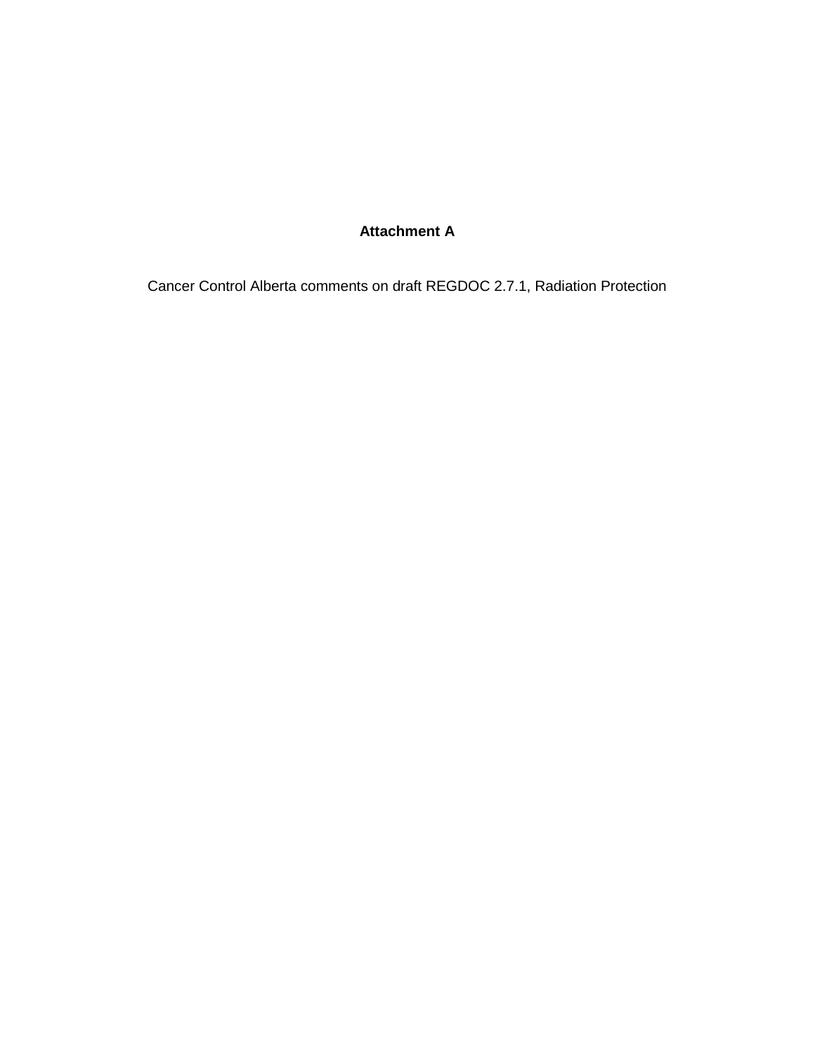**Attachment A**

Cancer Control Alberta comments on draft REGDOC 2.7.1, Radiation Protection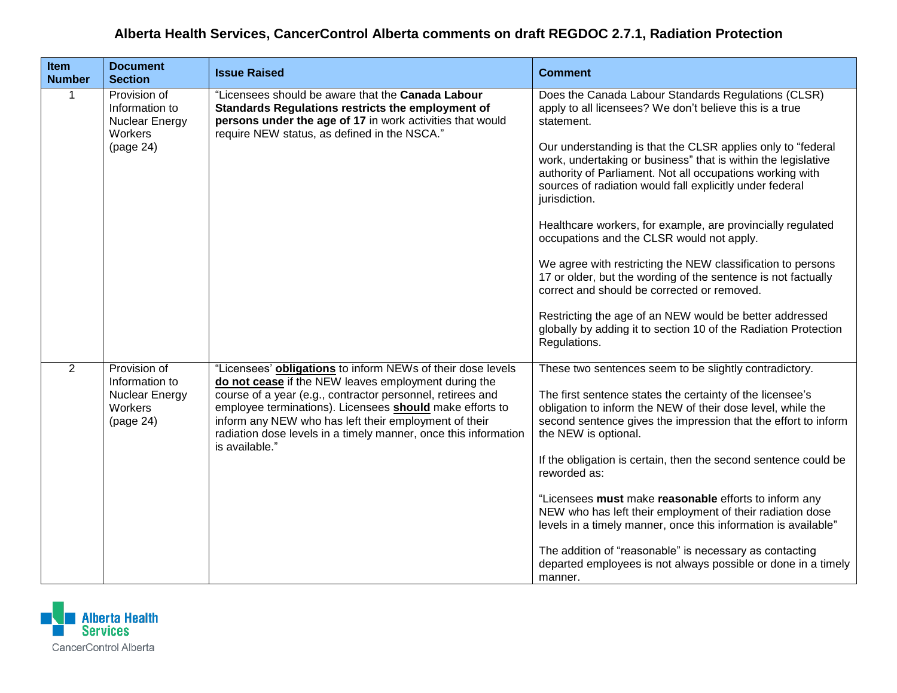# Alberta Health Services, CancerControl Alberta comments on draft REGDOC 2.7.1, Radiation Protection

| Item Number | Document Section | Issue Raised | Comment |
|---|---|---|---|
| 1 | Provision of Information to Nuclear Energy Workers (page 24) | "Licensees should be aware that the **Canada Labour Standards Regulations restricts the employment of persons under the age of 17** in work activities that would require NEW status, as defined in the NSCA." | Does the Canada Labour Standards Regulations (CLSR) apply to all licensees? We don't believe this is a true statement.<br><br>Our understanding is that the CLSR applies only to "federal work, undertaking or business" that is within the legislative authority of Parliament. Not all occupations working with sources of radiation would fall explicitly under federal jurisdiction.<br><br>Healthcare workers, for example, are provincially regulated occupations and the CLSR would not apply.<br><br>We agree with restricting the NEW classification to persons 17 or older, but the wording of the sentence is not factually correct and should be corrected or removed.<br><br>Restricting the age of an NEW would be better addressed globally by adding it to section 10 of the Radiation Protection Regulations. |
| 2 | Provision of Information to Nuclear Energy Workers (page 24) | "Licensees' **obligations** to inform NEWs of their dose levels **do not cease** if the NEW leaves employment during the course of a year (e.g., contractor personnel, retirees and employee terminations). Licensees **should** make efforts to inform any NEW who has left their employment of their radiation dose levels in a timely manner, once this information is available." | These two sentences seem to be slightly contradictory.<br><br>The first sentence states the certainty of the licensee's obligation to inform the NEW of their dose level, while the second sentence gives the impression that the effort to inform the NEW is optional.<br><br>If the obligation is certain, then the second sentence could be reworded as:<br><br>"Licensees **must** make **reasonable** efforts to inform any NEW who has left their employment of their radiation dose levels in a timely manner, once this information is available"<br><br>The addition of "reasonable" is necessary as contacting departed employees is not always possible or done in a timely manner. |

Alberta Health Services
CancerControl Alberta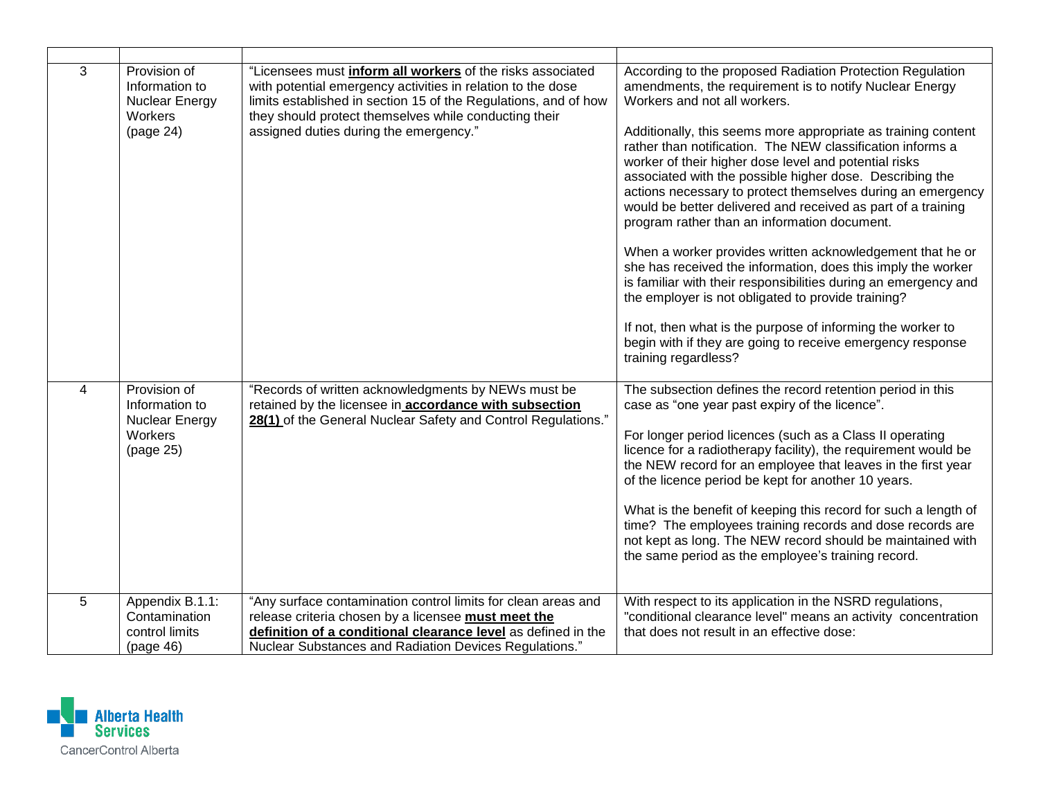| | | | |
|---|---|---|---|
| 3 | Provision of Information to Nuclear Energy Workers (page 24) | "Licensees must **inform all workers** of the risks associated with potential emergency activities in relation to the dose limits established in section 15 of the Regulations, and of how they should protect themselves while conducting their assigned duties during the emergency." | According to the proposed Radiation Protection Regulation amendments, the requirement is to notify Nuclear Energy Workers and not all workers.<br><br>Additionally, this seems more appropriate as training content rather than notification. The NEW classification informs a worker of their higher dose level and potential risks associated with the possible higher dose. Describing the actions necessary to protect themselves during an emergency would be better delivered and received as part of a training program rather than an information document.<br><br>When a worker provides written acknowledgement that he or she has received the information, does this imply the worker is familiar with their responsibilities during an emergency and the employer is not obligated to provide training?<br><br>If not, then what is the purpose of informing the worker to begin with if they are going to receive emergency response training regardless? |
| 4 | Provision of Information to Nuclear Energy Workers (page 25) | "Records of written acknowledgments by NEWs must be retained by the licensee in **accordance with subsection 28(1)** of the General Nuclear Safety and Control Regulations." | The subsection defines the record retention period in this case as "one year past expiry of the licence".<br><br>For longer period licences (such as a Class II operating licence for a radiotherapy facility), the requirement would be the NEW record for an employee that leaves in the first year of the licence period be kept for another 10 years.<br><br>What is the benefit of keeping this record for such a length of time? The employees training records and dose records are not kept as long. The NEW record should be maintained with the same period as the employee's training record. |
| 5 | Appendix B.1.1: Contamination control limits (page 46) | "Any surface contamination control limits for clean areas and release criteria chosen by a licensee **must meet the definition of a conditional clearance level** as defined in the Nuclear Substances and Radiation Devices Regulations." | With respect to its application in the NSRD regulations, "conditional clearance level" means an activity concentration that does not result in an effective dose: |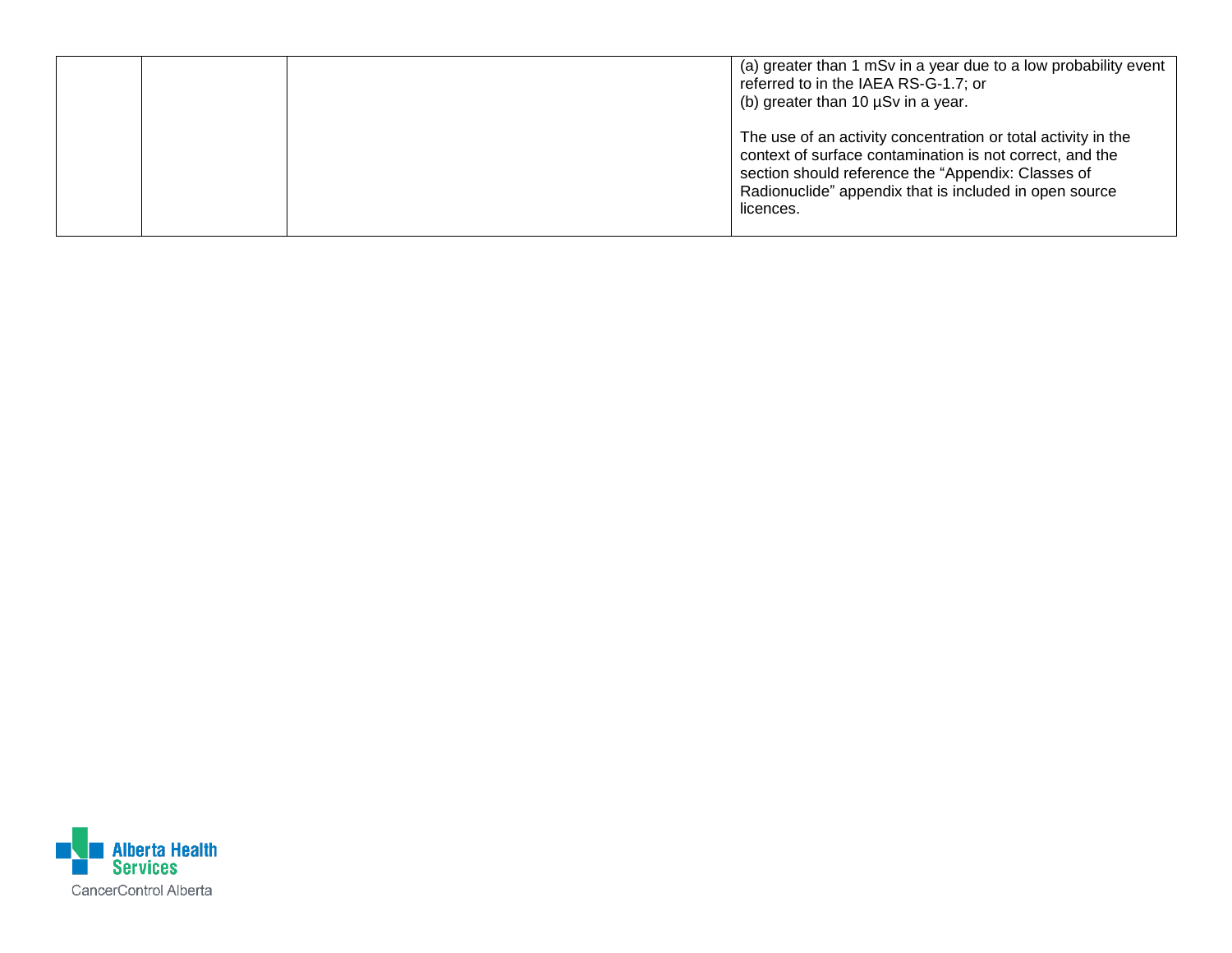| | | | |
|---|---|---|---|
| | | | (a) greater than 1 mSv in a year due to a low probability event referred to in the IAEA RS-G-1.7; or<br>(b) greater than 10 μSv in a year.<br><br>The use of an activity concentration or total activity in the context of surface contamination is not correct, and the section should reference the "Appendix: Classes of Radionuclide" appendix that is included in open source licences. |